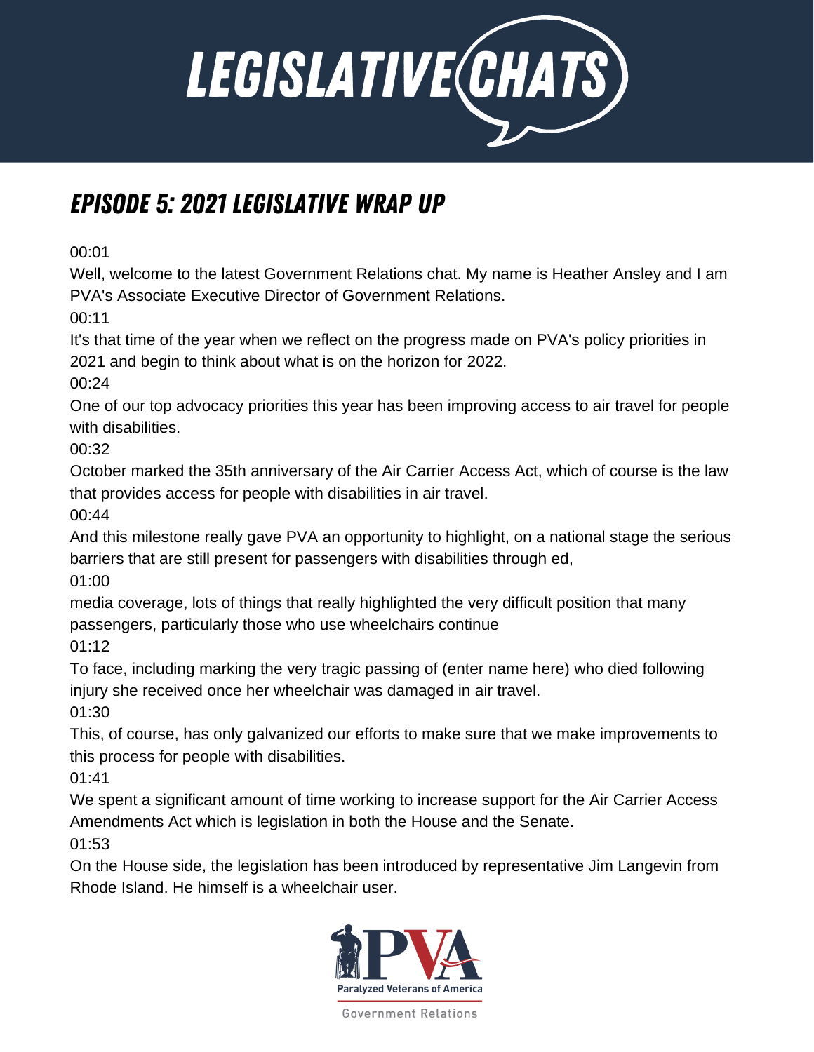# LEGISLATIVE CHATS

## EPISODE 5: 2021 LEGISLATIVE WRAP UP

00:01
Well, welcome to the latest Government Relations chat. My name is Heather Ansley and I am PVA's Associate Executive Director of Government Relations.

00:11
It's that time of the year when we reflect on the progress made on PVA's policy priorities in 2021 and begin to think about what is on the horizon for 2022.

00:24
One of our top advocacy priorities this year has been improving access to air travel for people with disabilities.

00:32
October marked the 35th anniversary of the Air Carrier Access Act, which of course is the law that provides access for people with disabilities in air travel.

00:44
And this milestone really gave PVA an opportunity to highlight, on a national stage the serious barriers that are still present for passengers with disabilities through ed,

01:00
media coverage, lots of things that really highlighted the very difficult position that many passengers, particularly those who use wheelchairs continue

01:12
To face, including marking the very tragic passing of (enter name here) who died following injury she received once her wheelchair was damaged in air travel.

01:30
This, of course, has only galvanized our efforts to make sure that we make improvements to this process for people with disabilities.

01:41
We spent a significant amount of time working to increase support for the Air Carrier Access Amendments Act which is legislation in both the House and the Senate.

01:53
On the House side, the legislation has been introduced by representative Jim Langevin from Rhode Island. He himself is a wheelchair user.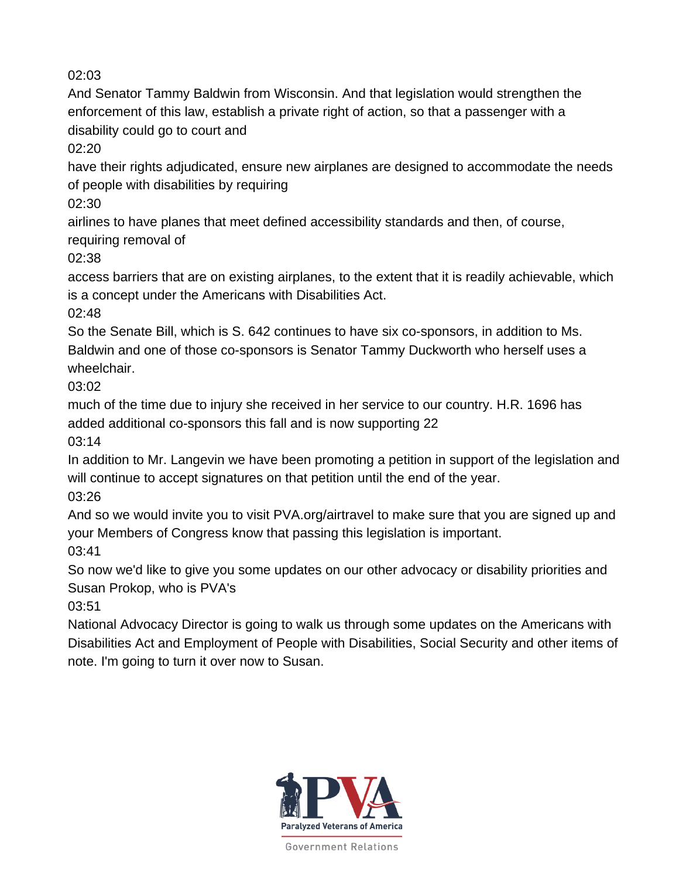02:03

And Senator Tammy Baldwin from Wisconsin. And that legislation would strengthen the enforcement of this law, establish a private right of action, so that a passenger with a disability could go to court and

02:20

have their rights adjudicated, ensure new airplanes are designed to accommodate the needs of people with disabilities by requiring

02:30

airlines to have planes that meet defined accessibility standards and then, of course, requiring removal of

02:38

access barriers that are on existing airplanes, to the extent that it is readily achievable, which is a concept under the Americans with Disabilities Act.

02:48

So the Senate Bill, which is S. 642 continues to have six co-sponsors, in addition to Ms. Baldwin and one of those co-sponsors is Senator Tammy Duckworth who herself uses a wheelchair.

03:02

much of the time due to injury she received in her service to our country. H.R. 1696 has added additional co-sponsors this fall and is now supporting 22

03:14

In addition to Mr. Langevin we have been promoting a petition in support of the legislation and will continue to accept signatures on that petition until the end of the year.

03:26

And so we would invite you to visit PVA.org/airtravel to make sure that you are signed up and your Members of Congress know that passing this legislation is important.

03:41

So now we'd like to give you some updates on our other advocacy or disability priorities and Susan Prokop, who is PVA's

03:51

National Advocacy Director is going to walk us through some updates on the Americans with Disabilities Act and Employment of People with Disabilities, Social Security and other items of note. I'm going to turn it over now to Susan.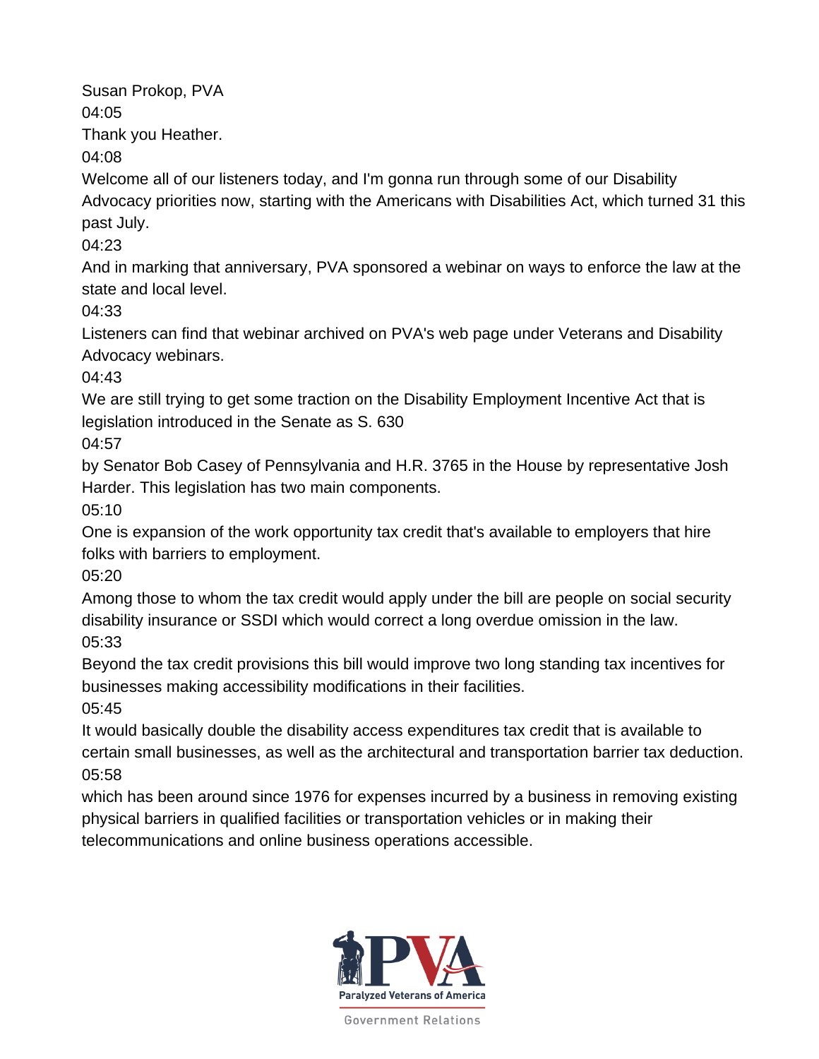Susan Prokop, PVA

04:05

Thank you Heather.

04:08

Welcome all of our listeners today, and I'm gonna run through some of our Disability Advocacy priorities now, starting with the Americans with Disabilities Act, which turned 31 this past July.

04:23

And in marking that anniversary, PVA sponsored a webinar on ways to enforce the law at the state and local level.

04:33

Listeners can find that webinar archived on PVA's web page under Veterans and Disability Advocacy webinars.

04:43

We are still trying to get some traction on the Disability Employment Incentive Act that is legislation introduced in the Senate as S. 630

04:57

by Senator Bob Casey of Pennsylvania and H.R. 3765 in the House by representative Josh Harder. This legislation has two main components.

05:10

One is expansion of the work opportunity tax credit that's available to employers that hire folks with barriers to employment.

05:20

Among those to whom the tax credit would apply under the bill are people on social security disability insurance or SSDI which would correct a long overdue omission in the law.

05:33

Beyond the tax credit provisions this bill would improve two long standing tax incentives for businesses making accessibility modifications in their facilities.

05:45

It would basically double the disability access expenditures tax credit that is available to certain small businesses, as well as the architectural and transportation barrier tax deduction.

05:58

which has been around since 1976 for expenses incurred by a business in removing existing physical barriers in qualified facilities or transportation vehicles or in making their telecommunications and online business operations accessible.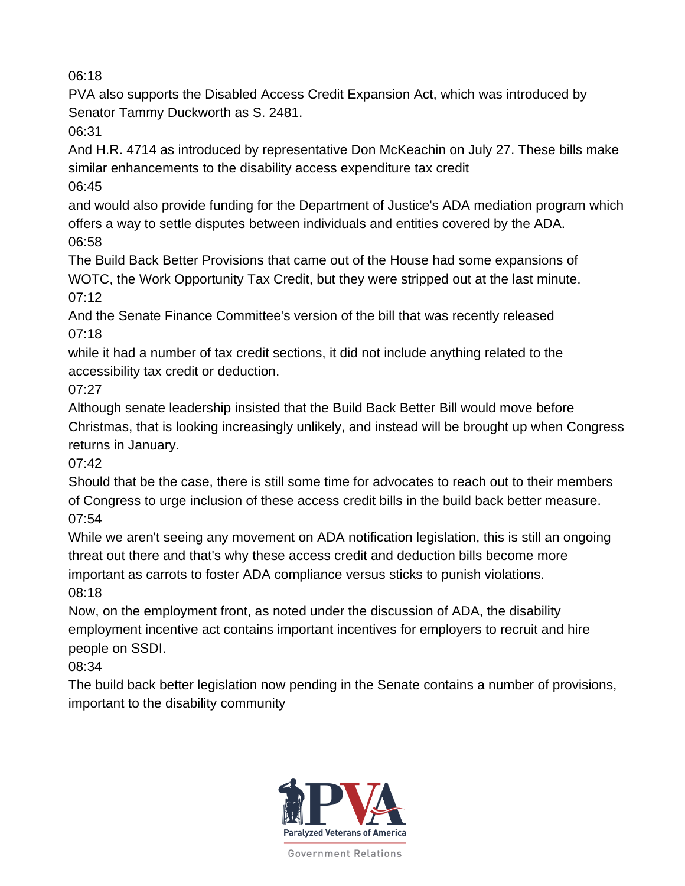06:18

PVA also supports the Disabled Access Credit Expansion Act, which was introduced by Senator Tammy Duckworth as S. 2481.

06:31

And H.R. 4714 as introduced by representative Don McKeachin on July 27. These bills make similar enhancements to the disability access expenditure tax credit

06:45

and would also provide funding for the Department of Justice's ADA mediation program which offers a way to settle disputes between individuals and entities covered by the ADA.

06:58

The Build Back Better Provisions that came out of the House had some expansions of WOTC, the Work Opportunity Tax Credit, but they were stripped out at the last minute.

07:12

And the Senate Finance Committee's version of the bill that was recently released

07:18

while it had a number of tax credit sections, it did not include anything related to the accessibility tax credit or deduction.

07:27

Although senate leadership insisted that the Build Back Better Bill would move before Christmas, that is looking increasingly unlikely, and instead will be brought up when Congress returns in January.

07:42

Should that be the case, there is still some time for advocates to reach out to their members of Congress to urge inclusion of these access credit bills in the build back better measure.

07:54

While we aren't seeing any movement on ADA notification legislation, this is still an ongoing threat out there and that's why these access credit and deduction bills become more important as carrots to foster ADA compliance versus sticks to punish violations.

08:18

Now, on the employment front, as noted under the discussion of ADA, the disability employment incentive act contains important incentives for employers to recruit and hire people on SSDI.

08:34

The build back better legislation now pending in the Senate contains a number of provisions, important to the disability community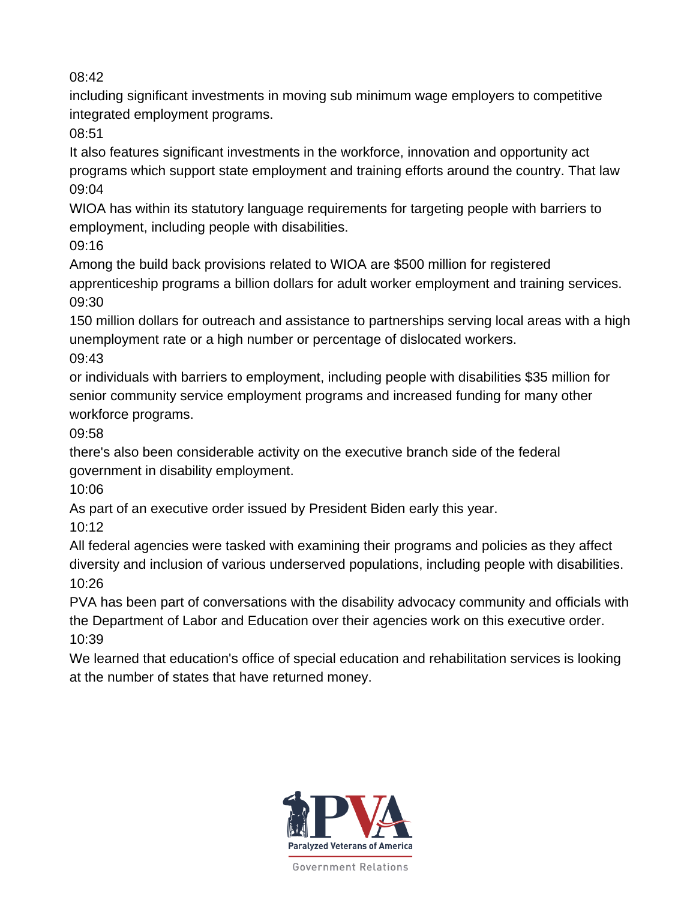08:42

including significant investments in moving sub minimum wage employers to competitive integrated employment programs.

08:51

It also features significant investments in the workforce, innovation and opportunity act programs which support state employment and training efforts around the country. That law

09:04

WIOA has within its statutory language requirements for targeting people with barriers to employment, including people with disabilities.

09:16

Among the build back provisions related to WIOA are $500 million for registered apprenticeship programs a billion dollars for adult worker employment and training services.

09:30

150 million dollars for outreach and assistance to partnerships serving local areas with a high unemployment rate or a high number or percentage of dislocated workers.

09:43

or individuals with barriers to employment, including people with disabilities $35 million for senior community service employment programs and increased funding for many other workforce programs.

09:58

there's also been considerable activity on the executive branch side of the federal government in disability employment.

10:06

As part of an executive order issued by President Biden early this year.

10:12

All federal agencies were tasked with examining their programs and policies as they affect diversity and inclusion of various underserved populations, including people with disabilities.

10:26

PVA has been part of conversations with the disability advocacy community and officials with the Department of Labor and Education over their agencies work on this executive order.

10:39

We learned that education's office of special education and rehabilitation services is looking at the number of states that have returned money.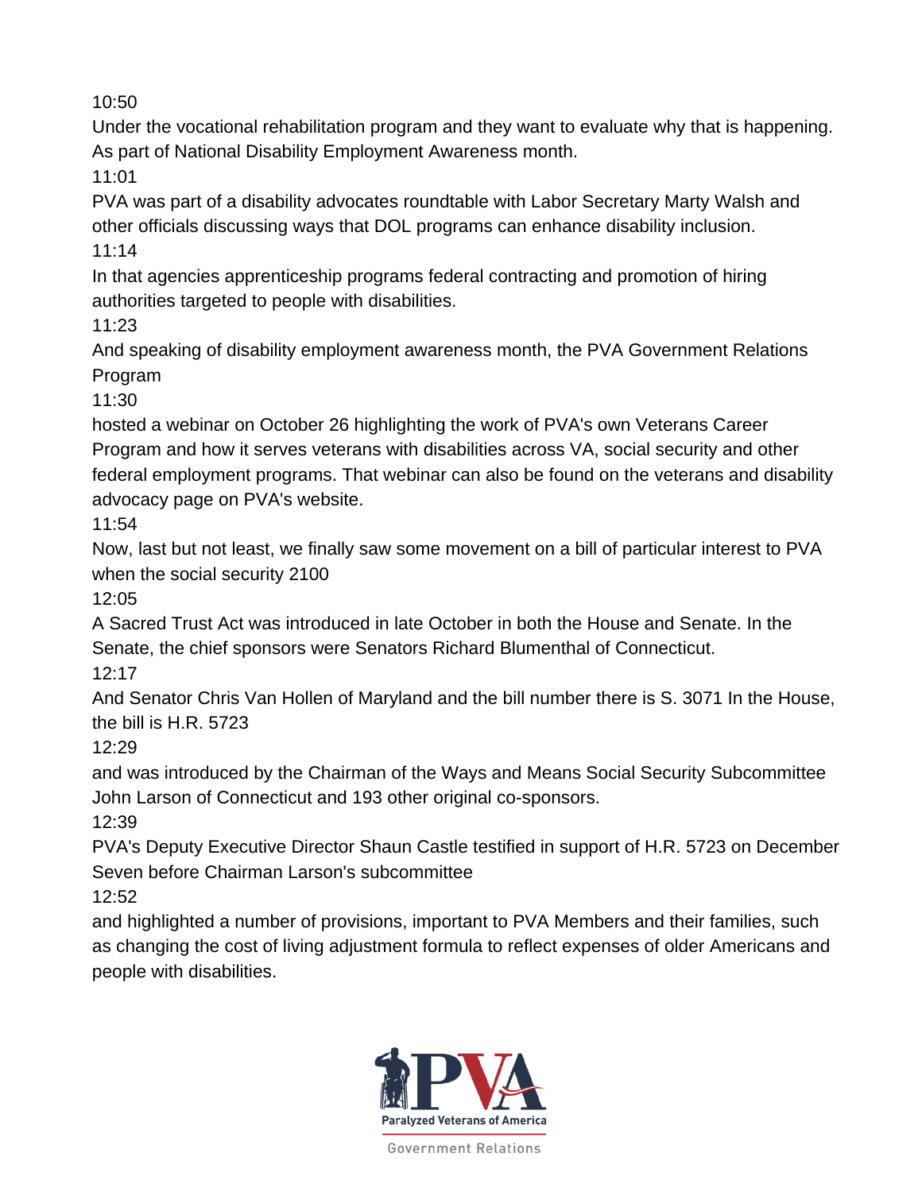10:50

Under the vocational rehabilitation program and they want to evaluate why that is happening. As part of National Disability Employment Awareness month.

11:01

PVA was part of a disability advocates roundtable with Labor Secretary Marty Walsh and other officials discussing ways that DOL programs can enhance disability inclusion.

11:14

In that agencies apprenticeship programs federal contracting and promotion of hiring authorities targeted to people with disabilities.

11:23

And speaking of disability employment awareness month, the PVA Government Relations Program

11:30

hosted a webinar on October 26 highlighting the work of PVA's own Veterans Career Program and how it serves veterans with disabilities across VA, social security and other federal employment programs. That webinar can also be found on the veterans and disability advocacy page on PVA's website.

11:54

Now, last but not least, we finally saw some movement on a bill of particular interest to PVA when the social security 2100

12:05

A Sacred Trust Act was introduced in late October in both the House and Senate. In the Senate, the chief sponsors were Senators Richard Blumenthal of Connecticut.

12:17

And Senator Chris Van Hollen of Maryland and the bill number there is S. 3071 In the House, the bill is H.R. 5723

12:29

and was introduced by the Chairman of the Ways and Means Social Security Subcommittee John Larson of Connecticut and 193 other original co-sponsors.

12:39

PVA's Deputy Executive Director Shaun Castle testified in support of H.R. 5723 on December Seven before Chairman Larson's subcommittee

12:52

and highlighted a number of provisions, important to PVA Members and their families, such as changing the cost of living adjustment formula to reflect expenses of older Americans and people with disabilities.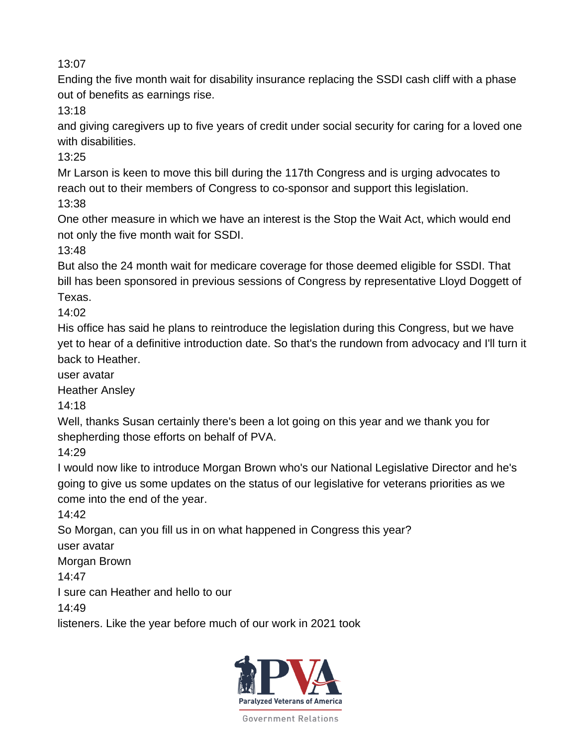13:07

Ending the five month wait for disability insurance replacing the SSDI cash cliff with a phase out of benefits as earnings rise.

13:18

and giving caregivers up to five years of credit under social security for caring for a loved one with disabilities.

13:25

Mr Larson is keen to move this bill during the 117th Congress and is urging advocates to reach out to their members of Congress to co-sponsor and support this legislation.

13:38

One other measure in which we have an interest is the Stop the Wait Act, which would end not only the five month wait for SSDI.

13:48

But also the 24 month wait for medicare coverage for those deemed eligible for SSDI. That bill has been sponsored in previous sessions of Congress by representative Lloyd Doggett of Texas.

14:02

His office has said he plans to reintroduce the legislation during this Congress, but we have yet to hear of a definitive introduction date. So that's the rundown from advocacy and I'll turn it back to Heather.

user avatar

Heather Ansley

14:18

Well, thanks Susan certainly there's been a lot going on this year and we thank you for shepherding those efforts on behalf of PVA.

14:29

I would now like to introduce Morgan Brown who's our National Legislative Director and he's going to give us some updates on the status of our legislative for veterans priorities as we come into the end of the year.

14:42

So Morgan, can you fill us in on what happened in Congress this year?

user avatar

Morgan Brown

14:47

I sure can Heather and hello to our

14:49

listeners. Like the year before much of our work in 2021 took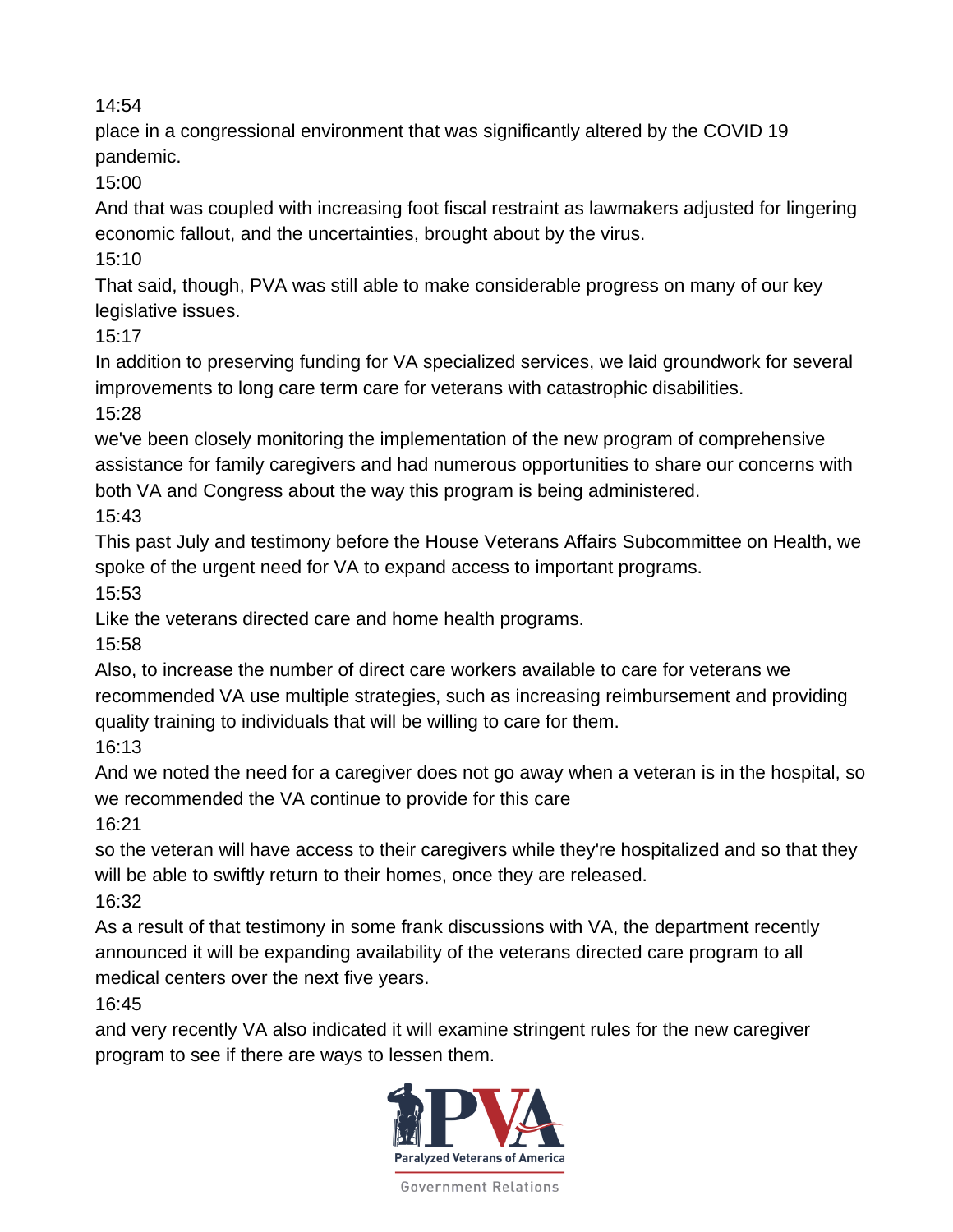14:54
place in a congressional environment that was significantly altered by the COVID 19 pandemic.
15:00
And that was coupled with increasing foot fiscal restraint as lawmakers adjusted for lingering economic fallout, and the uncertainties, brought about by the virus.
15:10
That said, though, PVA was still able to make considerable progress on many of our key legislative issues.
15:17
In addition to preserving funding for VA specialized services, we laid groundwork for several improvements to long care term care for veterans with catastrophic disabilities.
15:28
we've been closely monitoring the implementation of the new program of comprehensive assistance for family caregivers and had numerous opportunities to share our concerns with both VA and Congress about the way this program is being administered.
15:43
This past July and testimony before the House Veterans Affairs Subcommittee on Health, we spoke of the urgent need for VA to expand access to important programs.
15:53
Like the veterans directed care and home health programs.
15:58
Also, to increase the number of direct care workers available to care for veterans we recommended VA use multiple strategies, such as increasing reimbursement and providing quality training to individuals that will be willing to care for them.
16:13
And we noted the need for a caregiver does not go away when a veteran is in the hospital, so we recommended the VA continue to provide for this care
16:21
so the veteran will have access to their caregivers while they're hospitalized and so that they will be able to swiftly return to their homes, once they are released.
16:32
As a result of that testimony in some frank discussions with VA, the department recently announced it will be expanding availability of the veterans directed care program to all medical centers over the next five years.
16:45
and very recently VA also indicated it will examine stringent rules for the new caregiver program to see if there are ways to lessen them.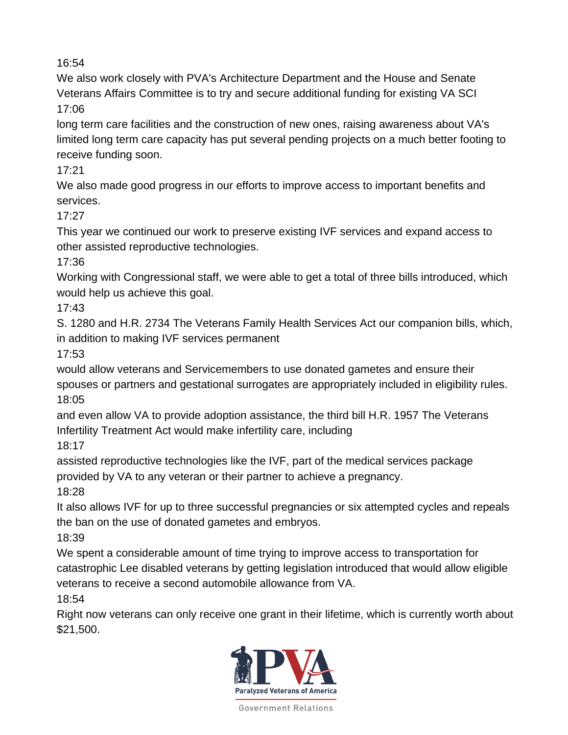16:54

We also work closely with PVA's Architecture Department and the House and Senate Veterans Affairs Committee is to try and secure additional funding for existing VA SCI

17:06

long term care facilities and the construction of new ones, raising awareness about VA's limited long term care capacity has put several pending projects on a much better footing to receive funding soon.

17:21

We also made good progress in our efforts to improve access to important benefits and services.

17:27

This year we continued our work to preserve existing IVF services and expand access to other assisted reproductive technologies.

17:36

Working with Congressional staff, we were able to get a total of three bills introduced, which would help us achieve this goal.

17:43

S. 1280 and H.R. 2734 The Veterans Family Health Services Act our companion bills, which, in addition to making IVF services permanent

17:53

would allow veterans and Servicemembers to use donated gametes and ensure their spouses or partners and gestational surrogates are appropriately included in eligibility rules.

18:05

and even allow VA to provide adoption assistance, the third bill H.R. 1957 The Veterans Infertility Treatment Act would make infertility care, including

18:17

assisted reproductive technologies like the IVF, part of the medical services package provided by VA to any veteran or their partner to achieve a pregnancy.

18:28

It also allows IVF for up to three successful pregnancies or six attempted cycles and repeals the ban on the use of donated gametes and embryos.

18:39

We spent a considerable amount of time trying to improve access to transportation for catastrophic Lee disabled veterans by getting legislation introduced that would allow eligible veterans to receive a second automobile allowance from VA.

18:54

Right now veterans can only receive one grant in their lifetime, which is currently worth about $21,500.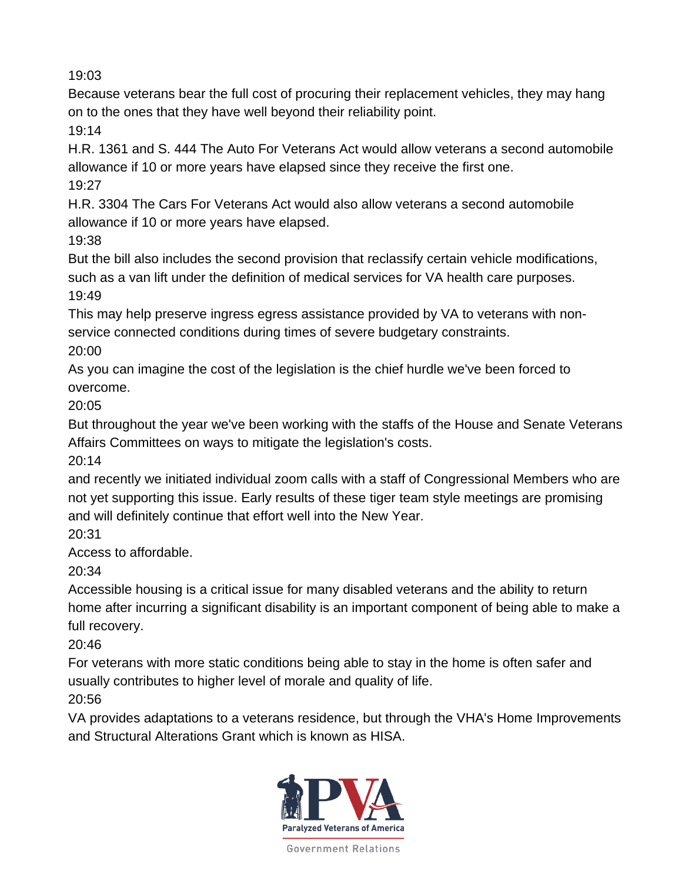19:03

Because veterans bear the full cost of procuring their replacement vehicles, they may hang on to the ones that they have well beyond their reliability point.

19:14

H.R. 1361 and S. 444 The Auto For Veterans Act would allow veterans a second automobile allowance if 10 or more years have elapsed since they receive the first one.

19:27

H.R. 3304 The Cars For Veterans Act would also allow veterans a second automobile allowance if 10 or more years have elapsed.

19:38

But the bill also includes the second provision that reclassify certain vehicle modifications, such as a van lift under the definition of medical services for VA health care purposes.

19:49

This may help preserve ingress egress assistance provided by VA to veterans with non-service connected conditions during times of severe budgetary constraints.

20:00

As you can imagine the cost of the legislation is the chief hurdle we've been forced to overcome.

20:05

But throughout the year we've been working with the staffs of the House and Senate Veterans Affairs Committees on ways to mitigate the legislation's costs.

20:14

and recently we initiated individual zoom calls with a staff of Congressional Members who are not yet supporting this issue. Early results of these tiger team style meetings are promising and will definitely continue that effort well into the New Year.

20:31

Access to affordable.

20:34

Accessible housing is a critical issue for many disabled veterans and the ability to return home after incurring a significant disability is an important component of being able to make a full recovery.

20:46

For veterans with more static conditions being able to stay in the home is often safer and usually contributes to higher level of morale and quality of life.

20:56

VA provides adaptations to a veterans residence, but through the VHA's Home Improvements and Structural Alterations Grant which is known as HISA.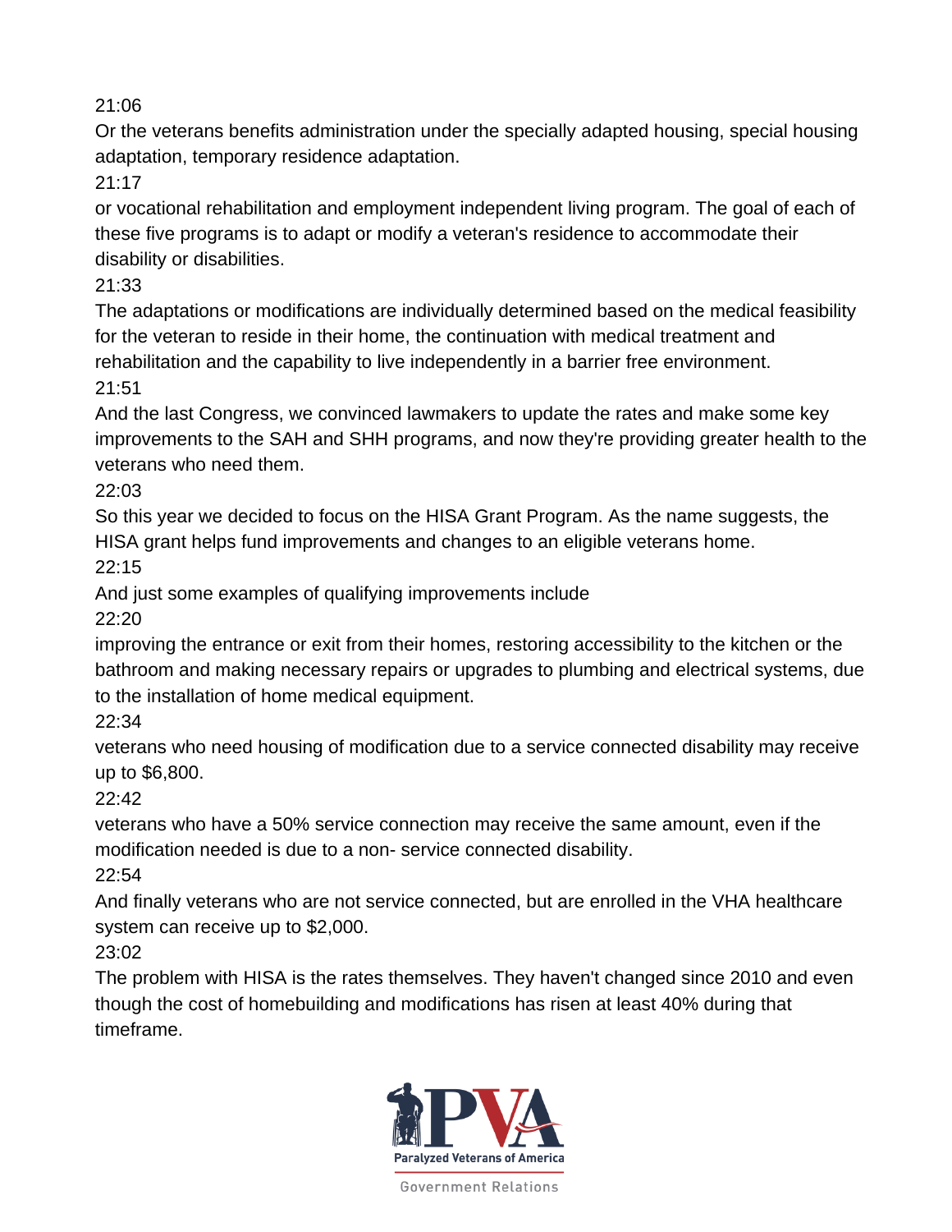21:06

Or the veterans benefits administration under the specially adapted housing, special housing adaptation, temporary residence adaptation.

21:17

or vocational rehabilitation and employment independent living program. The goal of each of these five programs is to adapt or modify a veteran's residence to accommodate their disability or disabilities.

21:33

The adaptations or modifications are individually determined based on the medical feasibility for the veteran to reside in their home, the continuation with medical treatment and rehabilitation and the capability to live independently in a barrier free environment.

21:51

And the last Congress, we convinced lawmakers to update the rates and make some key improvements to the SAH and SHH programs, and now they're providing greater health to the veterans who need them.

22:03

So this year we decided to focus on the HISA Grant Program. As the name suggests, the HISA grant helps fund improvements and changes to an eligible veterans home.

22:15

And just some examples of qualifying improvements include

22:20

improving the entrance or exit from their homes, restoring accessibility to the kitchen or the bathroom and making necessary repairs or upgrades to plumbing and electrical systems, due to the installation of home medical equipment.

22:34

veterans who need housing of modification due to a service connected disability may receive up to $6,800.

22:42

veterans who have a 50% service connection may receive the same amount, even if the modification needed is due to a non- service connected disability.

22:54

And finally veterans who are not service connected, but are enrolled in the VHA healthcare system can receive up to $2,000.

23:02

The problem with HISA is the rates themselves. They haven't changed since 2010 and even though the cost of homebuilding and modifications has risen at least 40% during that timeframe.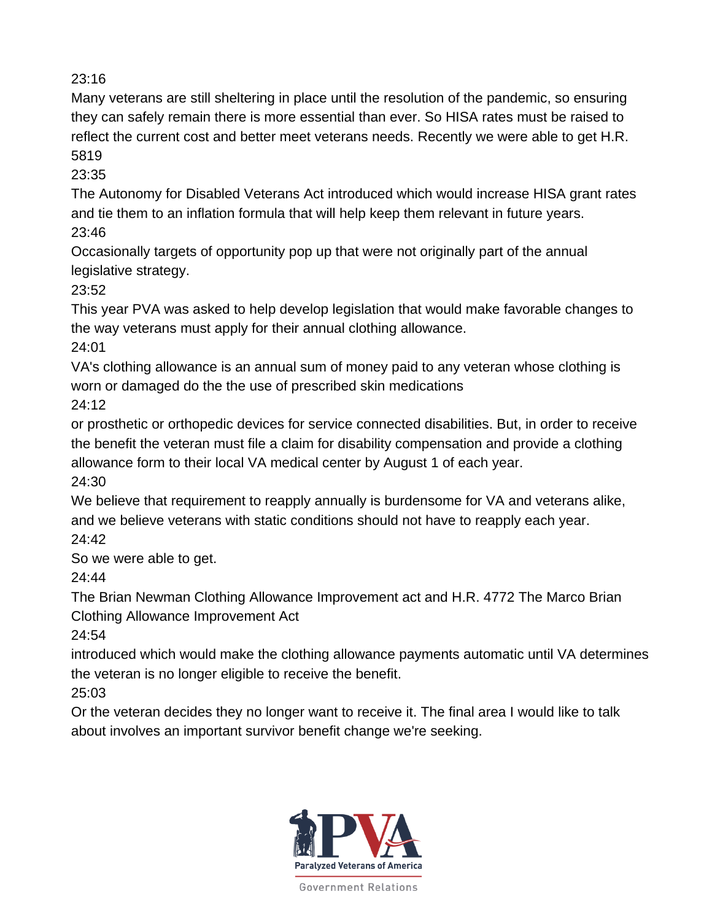23:16

Many veterans are still sheltering in place until the resolution of the pandemic, so ensuring they can safely remain there is more essential than ever. So HISA rates must be raised to reflect the current cost and better meet veterans needs. Recently we were able to get H.R. 5819

23:35

The Autonomy for Disabled Veterans Act introduced which would increase HISA grant rates and tie them to an inflation formula that will help keep them relevant in future years.

23:46

Occasionally targets of opportunity pop up that were not originally part of the annual legislative strategy.

23:52

This year PVA was asked to help develop legislation that would make favorable changes to the way veterans must apply for their annual clothing allowance.

24:01

VA's clothing allowance is an annual sum of money paid to any veteran whose clothing is worn or damaged do the the use of prescribed skin medications

24:12

or prosthetic or orthopedic devices for service connected disabilities. But, in order to receive the benefit the veteran must file a claim for disability compensation and provide a clothing allowance form to their local VA medical center by August 1 of each year.

24:30

We believe that requirement to reapply annually is burdensome for VA and veterans alike, and we believe veterans with static conditions should not have to reapply each year.

24:42

So we were able to get.

24:44

The Brian Newman Clothing Allowance Improvement act and H.R. 4772 The Marco Brian Clothing Allowance Improvement Act

24:54

introduced which would make the clothing allowance payments automatic until VA determines the veteran is no longer eligible to receive the benefit.

25:03

Or the veteran decides they no longer want to receive it. The final area I would like to talk about involves an important survivor benefit change we're seeking.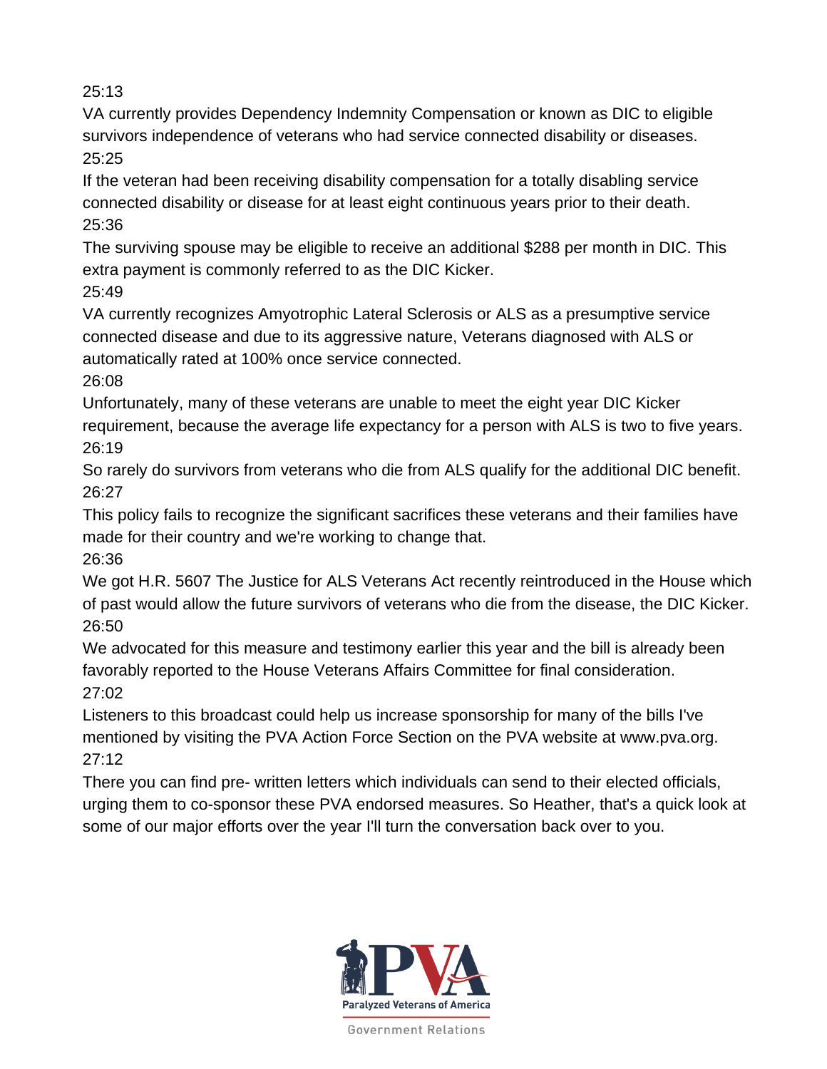25:13

VA currently provides Dependency Indemnity Compensation or known as DIC to eligible survivors independence of veterans who had service connected disability or diseases.

25:25

If the veteran had been receiving disability compensation for a totally disabling service connected disability or disease for at least eight continuous years prior to their death.

25:36

The surviving spouse may be eligible to receive an additional $288 per month in DIC. This extra payment is commonly referred to as the DIC Kicker.

25:49

VA currently recognizes Amyotrophic Lateral Sclerosis or ALS as a presumptive service connected disease and due to its aggressive nature, Veterans diagnosed with ALS or automatically rated at 100% once service connected.

26:08

Unfortunately, many of these veterans are unable to meet the eight year DIC Kicker requirement, because the average life expectancy for a person with ALS is two to five years.

26:19

So rarely do survivors from veterans who die from ALS qualify for the additional DIC benefit.

26:27

This policy fails to recognize the significant sacrifices these veterans and their families have made for their country and we're working to change that.

26:36

We got H.R. 5607 The Justice for ALS Veterans Act recently reintroduced in the House which of past would allow the future survivors of veterans who die from the disease, the DIC Kicker.

26:50

We advocated for this measure and testimony earlier this year and the bill is already been favorably reported to the House Veterans Affairs Committee for final consideration.

27:02

Listeners to this broadcast could help us increase sponsorship for many of the bills I've mentioned by visiting the PVA Action Force Section on the PVA website at www.pva.org.

27:12

There you can find pre- written letters which individuals can send to their elected officials, urging them to co-sponsor these PVA endorsed measures. So Heather, that's a quick look at some of our major efforts over the year I'll turn the conversation back over to you.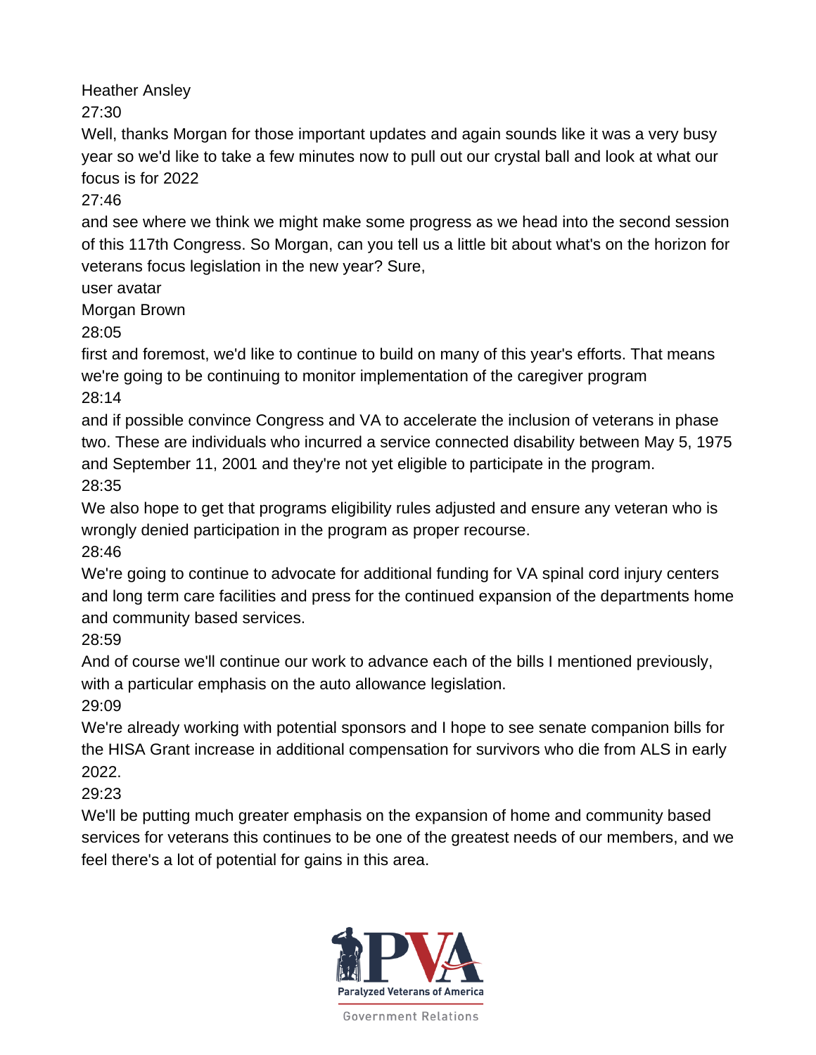Heather Ansley

27:30

Well, thanks Morgan for those important updates and again sounds like it was a very busy year so we'd like to take a few minutes now to pull out our crystal ball and look at what our focus is for 2022

27:46

and see where we think we might make some progress as we head into the second session of this 117th Congress. So Morgan, can you tell us a little bit about what's on the horizon for veterans focus legislation in the new year? Sure,

user avatar

Morgan Brown

28:05

first and foremost, we'd like to continue to build on many of this year's efforts. That means we're going to be continuing to monitor implementation of the caregiver program

28:14

and if possible convince Congress and VA to accelerate the inclusion of veterans in phase two. These are individuals who incurred a service connected disability between May 5, 1975 and September 11, 2001 and they're not yet eligible to participate in the program.

28:35

We also hope to get that programs eligibility rules adjusted and ensure any veteran who is wrongly denied participation in the program as proper recourse.

28:46

We're going to continue to advocate for additional funding for VA spinal cord injury centers and long term care facilities and press for the continued expansion of the departments home and community based services.

28:59

And of course we'll continue our work to advance each of the bills I mentioned previously, with a particular emphasis on the auto allowance legislation.

29:09

We're already working with potential sponsors and I hope to see senate companion bills for the HISA Grant increase in additional compensation for survivors who die from ALS in early 2022.

29:23

We'll be putting much greater emphasis on the expansion of home and community based services for veterans this continues to be one of the greatest needs of our members, and we feel there's a lot of potential for gains in this area.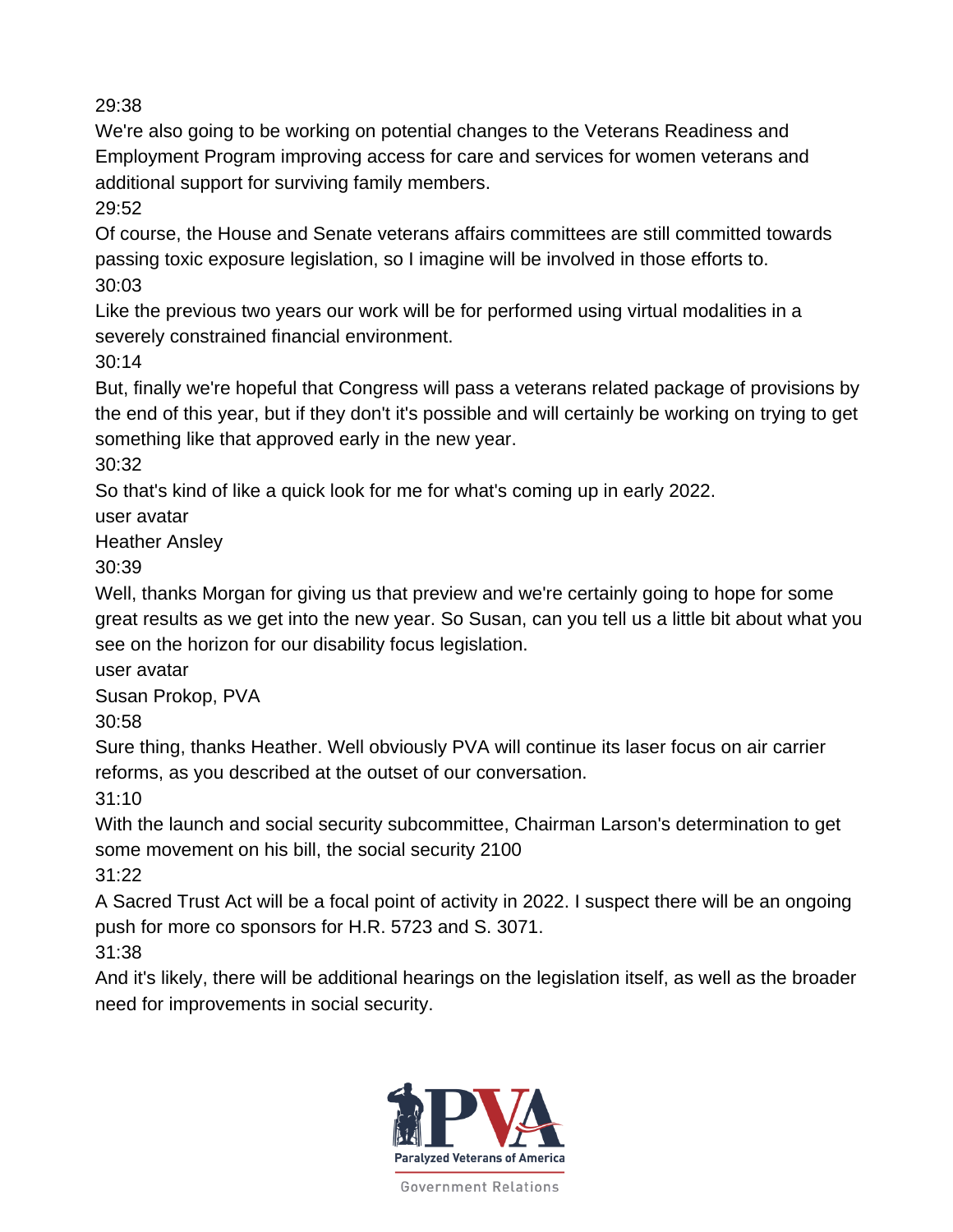29:38

We're also going to be working on potential changes to the Veterans Readiness and Employment Program improving access for care and services for women veterans and additional support for surviving family members.

29:52

Of course, the House and Senate veterans affairs committees are still committed towards passing toxic exposure legislation, so I imagine will be involved in those efforts to.

30:03

Like the previous two years our work will be for performed using virtual modalities in a severely constrained financial environment.

30:14

But, finally we're hopeful that Congress will pass a veterans related package of provisions by the end of this year, but if they don't it's possible and will certainly be working on trying to get something like that approved early in the new year.

30:32

So that's kind of like a quick look for me for what's coming up in early 2022.

user avatar

Heather Ansley

30:39

Well, thanks Morgan for giving us that preview and we're certainly going to hope for some great results as we get into the new year. So Susan, can you tell us a little bit about what you see on the horizon for our disability focus legislation.

user avatar

Susan Prokop, PVA

30:58

Sure thing, thanks Heather. Well obviously PVA will continue its laser focus on air carrier reforms, as you described at the outset of our conversation.

31:10

With the launch and social security subcommittee, Chairman Larson's determination to get some movement on his bill, the social security 2100

31:22

A Sacred Trust Act will be a focal point of activity in 2022. I suspect there will be an ongoing push for more co sponsors for H.R. 5723 and S. 3071.

31:38

And it's likely, there will be additional hearings on the legislation itself, as well as the broader need for improvements in social security.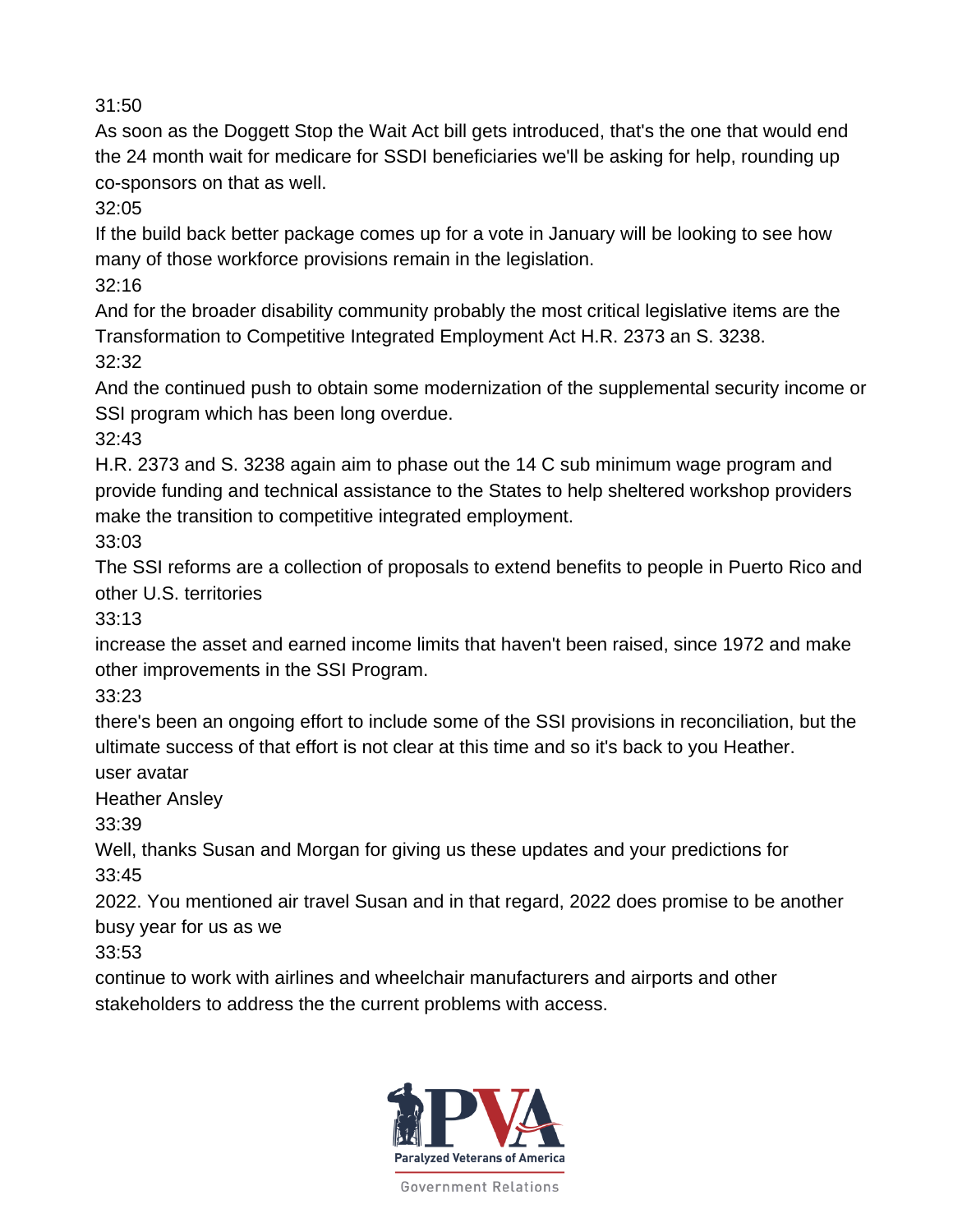31:50

As soon as the Doggett Stop the Wait Act bill gets introduced, that's the one that would end the 24 month wait for medicare for SSDI beneficiaries we'll be asking for help, rounding up co-sponsors on that as well.

32:05

If the build back better package comes up for a vote in January will be looking to see how many of those workforce provisions remain in the legislation.

32:16

And for the broader disability community probably the most critical legislative items are the Transformation to Competitive Integrated Employment Act H.R. 2373 an S. 3238.

32:32

And the continued push to obtain some modernization of the supplemental security income or SSI program which has been long overdue.

32:43

H.R. 2373 and S. 3238 again aim to phase out the 14 C sub minimum wage program and provide funding and technical assistance to the States to help sheltered workshop providers make the transition to competitive integrated employment.

33:03

The SSI reforms are a collection of proposals to extend benefits to people in Puerto Rico and other U.S. territories

33:13

increase the asset and earned income limits that haven't been raised, since 1972 and make other improvements in the SSI Program.

33:23

there's been an ongoing effort to include some of the SSI provisions in reconciliation, but the ultimate success of that effort is not clear at this time and so it's back to you Heather.

user avatar

Heather Ansley

33:39

Well, thanks Susan and Morgan for giving us these updates and your predictions for

33:45

2022. You mentioned air travel Susan and in that regard, 2022 does promise to be another busy year for us as we

33:53

continue to work with airlines and wheelchair manufacturers and airports and other stakeholders to address the the current problems with access.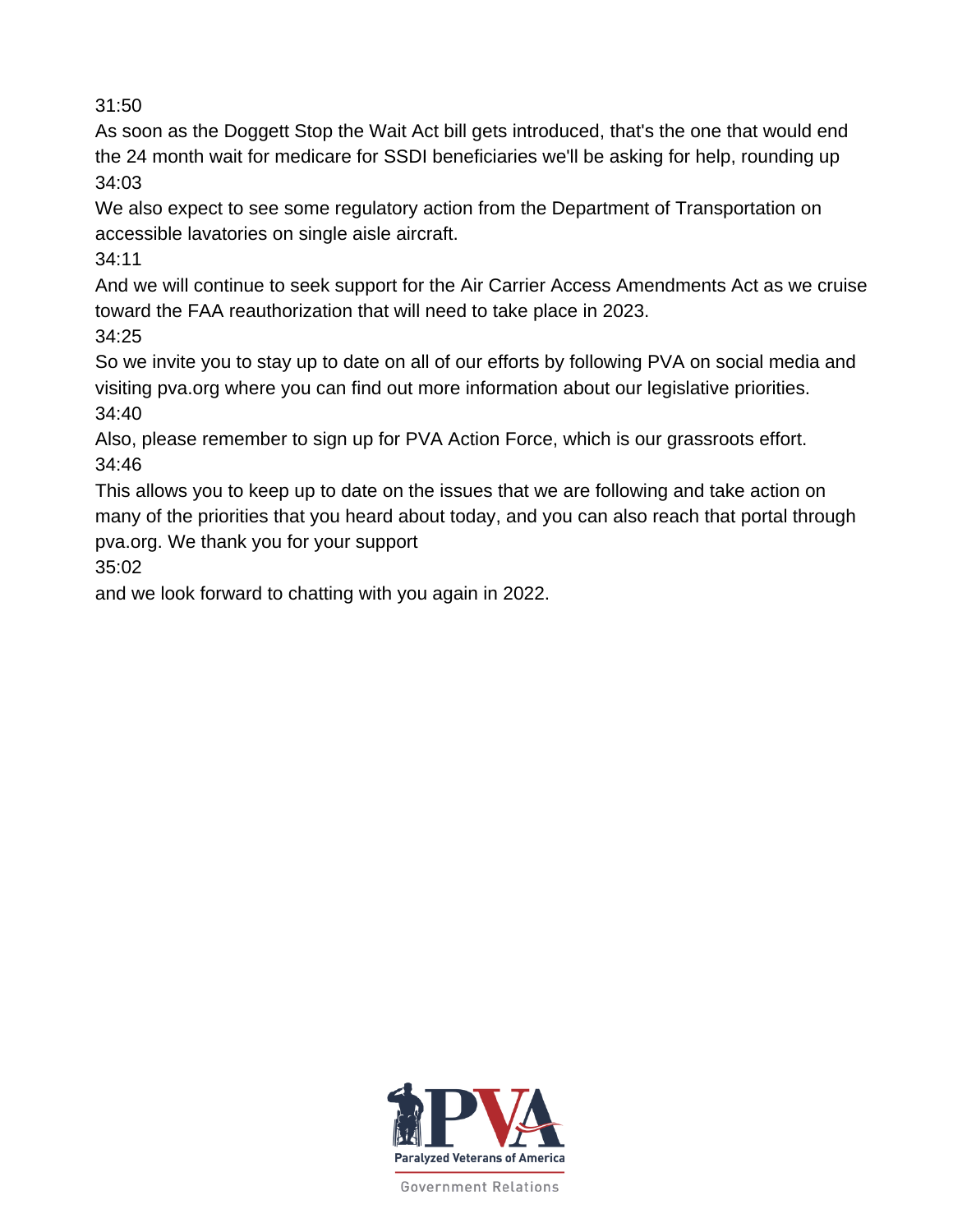31:50

As soon as the Doggett Stop the Wait Act bill gets introduced, that's the one that would end the 24 month wait for medicare for SSDI beneficiaries we'll be asking for help, rounding up

34:03

We also expect to see some regulatory action from the Department of Transportation on accessible lavatories on single aisle aircraft.

34:11

And we will continue to seek support for the Air Carrier Access Amendments Act as we cruise toward the FAA reauthorization that will need to take place in 2023.

34:25

So we invite you to stay up to date on all of our efforts by following PVA on social media and visiting pva.org where you can find out more information about our legislative priorities.

34:40

Also, please remember to sign up for PVA Action Force, which is our grassroots effort.

34:46

This allows you to keep up to date on the issues that we are following and take action on many of the priorities that you heard about today, and you can also reach that portal through pva.org. We thank you for your support

35:02

and we look forward to chatting with you again in 2022.